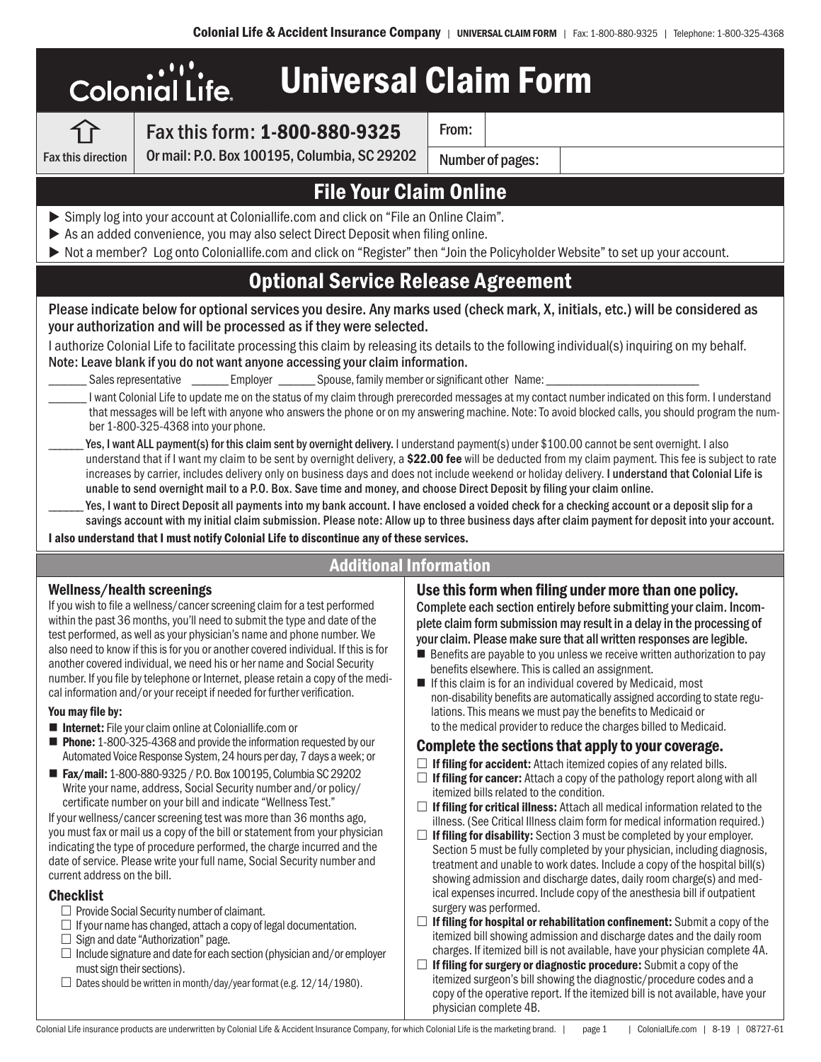# Universal Claim Form

Fax this direction

**Fax this form: 1-800-880-9325**

Or mail: P.O. Box 100195, Columbia, SC 29202

From:

Number of pages:

## File Your Claim Online

- Simply log into your account at Coloniallife.com and click on "File an Online Claim".
- As an added convenience, you may also select Direct Deposit when filing online.
- Not a member? Log onto Coloniallife.com and click on "Register" then "Join the Policyholder Website" to set up your account.

## Optional Service Release Agreement

Please indicate below for optional services you desire. Any marks used (check mark, X, initials, etc.) will be considered as your authorization and will be processed as if they were selected.

I authorize Colonial Life to facilitate processing this claim by releasing its details to the following individual(s) inquiring on my behalf.
Note: Leave blank if you do not want anyone accessing your claim information.

______ Sales representative ______ Employer ______ Spouse, family member or significant other Name: ____________________

______ I want Colonial Life to update me on the status of my claim through prerecorded messages at my contact number indicated on this form. I understand that messages will be left with anyone who answers the phone or on my answering machine. Note: To avoid blocked calls, you should program the number 1-800-325-4368 into your phone.

______ **Yes, I want ALL payment(s) for this claim sent by overnight delivery.** I understand payment(s) under $100.00 cannot be sent overnight. I also understand that if I want my claim to be sent by overnight delivery, a **$22.00 fee** will be deducted from my claim payment. This fee is subject to rate increases by carrier, includes delivery only on business days and does not include weekend or holiday delivery. **I understand that Colonial Life is unable to send overnight mail to a P.O. Box. Save time and money, and choose Direct Deposit by filing your claim online.**

______ **Yes, I want to Direct Deposit all payments into my bank account. I have enclosed a voided check for a checking account or a deposit slip for a savings account with my initial claim submission. Please note: Allow up to three business days after claim payment for deposit into your account.**

**I also understand that I must notify Colonial Life to discontinue any of these services.**

## Additional Information

### Wellness/health screenings

If you wish to file a wellness/cancer screening claim for a test performed within the past 36 months, you'll need to submit the type and date of the test performed, as well as your physician's name and phone number. We also need to know if this is for you or another covered individual. If this is for another covered individual, we need his or her name and Social Security number. If you file by telephone or Internet, please retain a copy of the medical information and/or your receipt if needed for further verification.

**You may file by:**

- **Internet:** File your claim online at Coloniallife.com or
- **Phone:** 1-800-325-4368 and provide the information requested by our Automated Voice Response System, 24 hours per day, 7 days a week; or
- **Fax/mail:** 1-800-880-9325 / P.O. Box 100195, Columbia SC 29202
  Write your name, address, Social Security number and/or policy/certificate number on your bill and indicate "Wellness Test."

If your wellness/cancer screening test was more than 36 months ago, you must fax or mail us a copy of the bill or statement from your physician indicating the type of procedure performed, the charge incurred and the date of service. Please write your full name, Social Security number and current address on the bill.

### Checklist

- ☐ Provide Social Security number of claimant.
- ☐ If your name has changed, attach a copy of legal documentation.
- ☐ Sign and date "Authorization" page.
- ☐ Include signature and date for each section (physician and/or employer must sign their sections).
- ☐ Dates should be written in month/day/year format (e.g. 12/14/1980).

### Use this form when filing under more than one policy.

Complete each section entirely before submitting your claim. Incomplete claim form submission may result in a delay in the processing of your claim. Please make sure that all written responses are legible.

- Benefits are payable to you unless we receive written authorization to pay benefits elsewhere. This is called an assignment.
- If this claim is for an individual covered by Medicaid, most non-disability benefits are automatically assigned according to state regulations. This means we must pay the benefits to Medicaid or to the medical provider to reduce the charges billed to Medicaid.

### Complete the sections that apply to your coverage.

- ☐ **If filing for accident:** Attach itemized copies of any related bills.
- ☐ **If filing for cancer:** Attach a copy of the pathology report along with all itemized bills related to the condition.
- ☐ **If filing for critical illness:** Attach all medical information related to the illness. (See Critical Illness claim form for medical information required.)
- ☐ **If filing for disability:** Section 3 must be completed by your employer. Section 5 must be fully completed by your physician, including diagnosis, treatment and unable to work dates. Include a copy of the hospital bill(s) showing admission and discharge dates, daily room charge(s) and medical expenses incurred. Include copy of the anesthesia bill if outpatient surgery was performed.
- ☐ **If filing for hospital or rehabilitation confinement:** Submit a copy of the itemized bill showing admission and discharge dates and the daily room charges. If itemized bill is not available, have your physician complete 4A.
- ☐ **If filing for surgery or diagnostic procedure:** Submit a copy of the itemized surgeon's bill showing the diagnostic/procedure codes and a copy of the operative report. If the itemized bill is not available, have your physician complete 4B.

Colonial Life insurance products are underwritten by Colonial Life & Accident Insurance Company, for which Colonial Life is the marketing brand.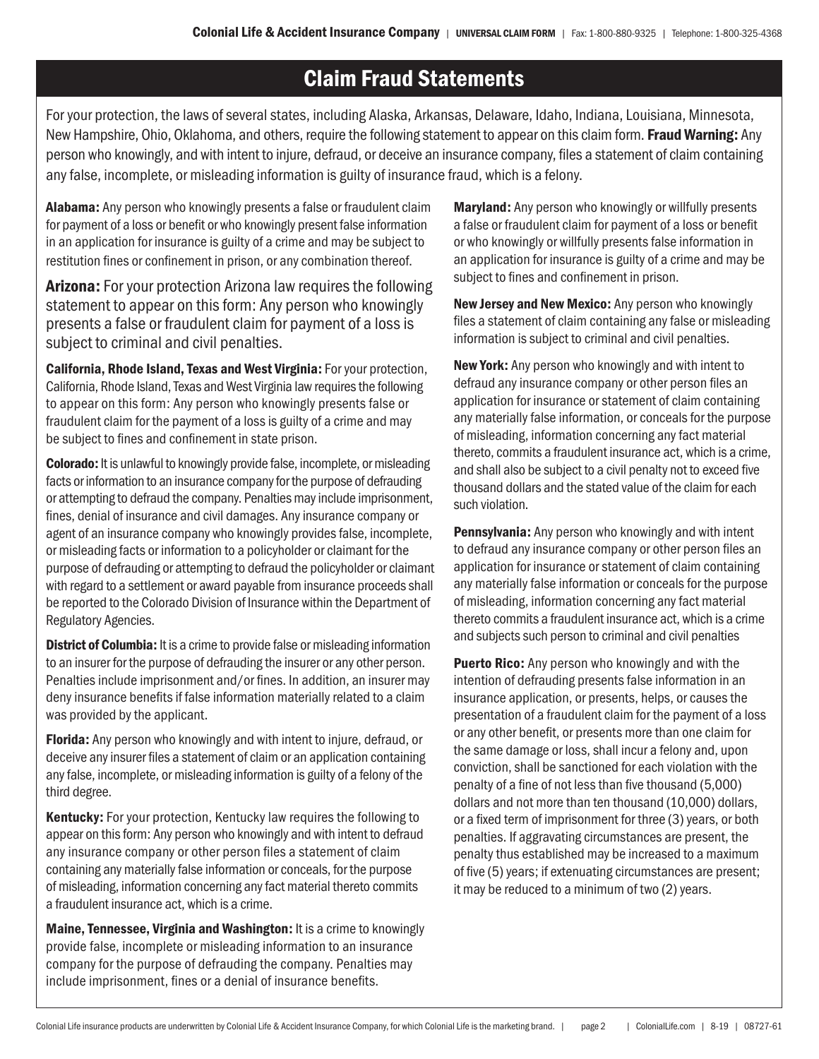# Claim Fraud Statements

For your protection, the laws of several states, including Alaska, Arkansas, Delaware, Idaho, Indiana, Louisiana, Minnesota, New Hampshire, Ohio, Oklahoma, and others, require the following statement to appear on this claim form. **Fraud Warning:** Any person who knowingly, and with intent to injure, defraud, or deceive an insurance company, files a statement of claim containing any false, incomplete, or misleading information is guilty of insurance fraud, which is a felony.

**Alabama:** Any person who knowingly presents a false or fraudulent claim for payment of a loss or benefit or who knowingly present false information in an application for insurance is guilty of a crime and may be subject to restitution fines or confinement in prison, or any combination thereof.

**Arizona:** For your protection Arizona law requires the following statement to appear on this form: Any person who knowingly presents a false or fraudulent claim for payment of a loss is subject to criminal and civil penalties.

**California, Rhode Island, Texas and West Virginia:** For your protection, California, Rhode Island, Texas and West Virginia law requires the following to appear on this form: Any person who knowingly presents false or fraudulent claim for the payment of a loss is guilty of a crime and may be subject to fines and confinement in state prison.

**Colorado:** It is unlawful to knowingly provide false, incomplete, or misleading facts or information to an insurance company for the purpose of defrauding or attempting to defraud the company. Penalties may include imprisonment, fines, denial of insurance and civil damages. Any insurance company or agent of an insurance company who knowingly provides false, incomplete, or misleading facts or information to a policyholder or claimant for the purpose of defrauding or attempting to defraud the policyholder or claimant with regard to a settlement or award payable from insurance proceeds shall be reported to the Colorado Division of Insurance within the Department of Regulatory Agencies.

**District of Columbia:** It is a crime to provide false or misleading information to an insurer for the purpose of defrauding the insurer or any other person. Penalties include imprisonment and/or fines. In addition, an insurer may deny insurance benefits if false information materially related to a claim was provided by the applicant.

**Florida:** Any person who knowingly and with intent to injure, defraud, or deceive any insurer files a statement of claim or an application containing any false, incomplete, or misleading information is guilty of a felony of the third degree.

**Kentucky:** For your protection, Kentucky law requires the following to appear on this form: Any person who knowingly and with intent to defraud any insurance company or other person files a statement of claim containing any materially false information or conceals, for the purpose of misleading, information concerning any fact material thereto commits a fraudulent insurance act, which is a crime.

**Maine, Tennessee, Virginia and Washington:** It is a crime to knowingly provide false, incomplete or misleading information to an insurance company for the purpose of defrauding the company. Penalties may include imprisonment, fines or a denial of insurance benefits.

**Maryland:** Any person who knowingly or willfully presents a false or fraudulent claim for payment of a loss or benefit or who knowingly or willfully presents false information in an application for insurance is guilty of a crime and may be subject to fines and confinement in prison.

**New Jersey and New Mexico:** Any person who knowingly files a statement of claim containing any false or misleading information is subject to criminal and civil penalties.

**New York:** Any person who knowingly and with intent to defraud any insurance company or other person files an application for insurance or statement of claim containing any materially false information, or conceals for the purpose of misleading, information concerning any fact material thereto, commits a fraudulent insurance act, which is a crime, and shall also be subject to a civil penalty not to exceed five thousand dollars and the stated value of the claim for each such violation.

**Pennsylvania:** Any person who knowingly and with intent to defraud any insurance company or other person files an application for insurance or statement of claim containing any materially false information or conceals for the purpose of misleading, information concerning any fact material thereto commits a fraudulent insurance act, which is a crime and subjects such person to criminal and civil penalties

**Puerto Rico:** Any person who knowingly and with the intention of defrauding presents false information in an insurance application, or presents, helps, or causes the presentation of a fraudulent claim for the payment of a loss or any other benefit, or presents more than one claim for the same damage or loss, shall incur a felony and, upon conviction, shall be sanctioned for each violation with the penalty of a fine of not less than five thousand (5,000) dollars and not more than ten thousand (10,000) dollars, or a fixed term of imprisonment for three (3) years, or both penalties. If aggravating circumstances are present, the penalty thus established may be increased to a maximum of five (5) years; if extenuating circumstances are present; it may be reduced to a minimum of two (2) years.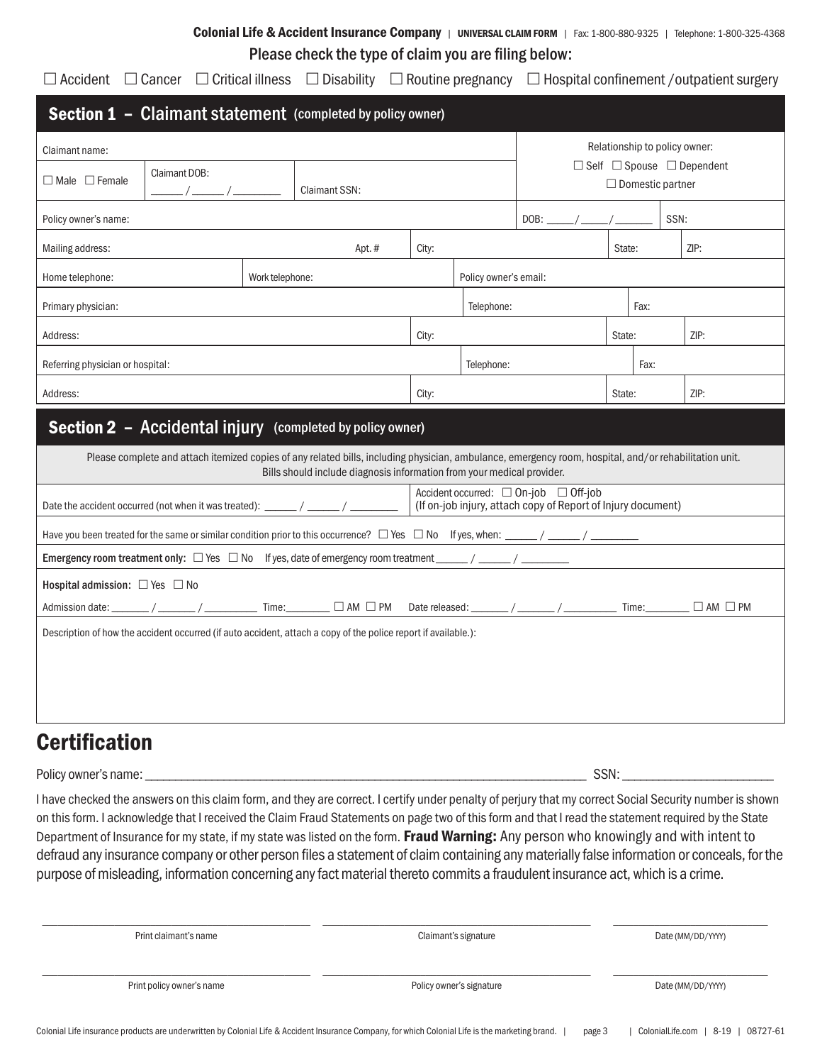**Colonial Life & Accident Insurance Company** | **UNIVERSAL CLAIM FORM** | Fax: 1-800-880-9325 | Telephone: 1-800-325-4368

Please check the type of claim you are filing below:

☐ Accident ☐ Cancer ☐ Critical illness ☐ Disability ☐ Routine pregnancy ☐ Hospital confinement /outpatient surgery

## Section 1 – Claimant statement (completed by policy owner)

| | | | |
|---|---|---|---|
| Claimant name: | | | Relationship to policy owner: ☐ Self ☐ Spouse ☐ Dependent ☐ Domestic partner |
| ☐ Male ☐ Female | Claimant DOB: ______ / ______ / ________ | Claimant SSN: | |
| Policy owner's name: | | DOB: _____ / _____ / _______ | SSN: |
| Mailing address: | Apt. # | City: | State: ZIP: |
| Home telephone: | Work telephone: | Policy owner's email: | |
| Primary physician: | | Telephone: | Fax: |
| Address: | | City: | State: ZIP: |
| Referring physician or hospital: | | Telephone: | Fax: |
| Address: | | City: | State: ZIP: |

## Section 2 – Accidental injury (completed by policy owner)

Please complete and attach itemized copies of any related bills, including physician, ambulance, emergency room, hospital, and/or rehabilitation unit. Bills should include diagnosis information from your medical provider.

Date the accident occurred (not when it was treated): ______ / ______ / ________

Accident occurred: ☐ On-job ☐ Off-job
(If on-job injury, attach copy of Report of Injury document)

Have you been treated for the same or similar condition prior to this occurrence? ☐ Yes ☐ No If yes, when: ______ / ______ / ________

**Emergency room treatment only:** ☐ Yes ☐ No If yes, date of emergency room treatment ______ / ______ / ________

**Hospital admission:** ☐ Yes ☐ No

Admission date: _______ / _______ / __________ Time:________ ☐ AM ☐ PM Date released: _______ / _______ / __________ Time:________ ☐ AM ☐ PM

Description of how the accident occurred (if auto accident, attach a copy of the police report if available.):

## Certification

Policy owner's name: ______________________________________________ SSN: ______________________

I have checked the answers on this claim form, and they are correct. I certify under penalty of perjury that my correct Social Security number is shown on this form. I acknowledge that I received the Claim Fraud Statements on page two of this form and that I read the statement required by the State Department of Insurance for my state, if my state was listed on the form. **Fraud Warning:** Any person who knowingly and with intent to defraud any insurance company or other person files a statement of claim containing any materially false information or conceals, for the purpose of misleading, information concerning any fact material thereto commits a fraudulent insurance act, which is a crime.

| | | |
|---|---|---|
| ______________________ | ______________________ | ______________ |
| Print claimant's name | Claimant's signature | Date (MM/DD/YYYY) |
| ______________________ | ______________________ | ______________ |
| Print policy owner's name | Policy owner's signature | Date (MM/DD/YYYY) |

Colonial Life insurance products are underwritten by Colonial Life & Accident Insurance Company, for which Colonial Life is the marketing brand. | ColonialLife.com | 8-19 | 08727-61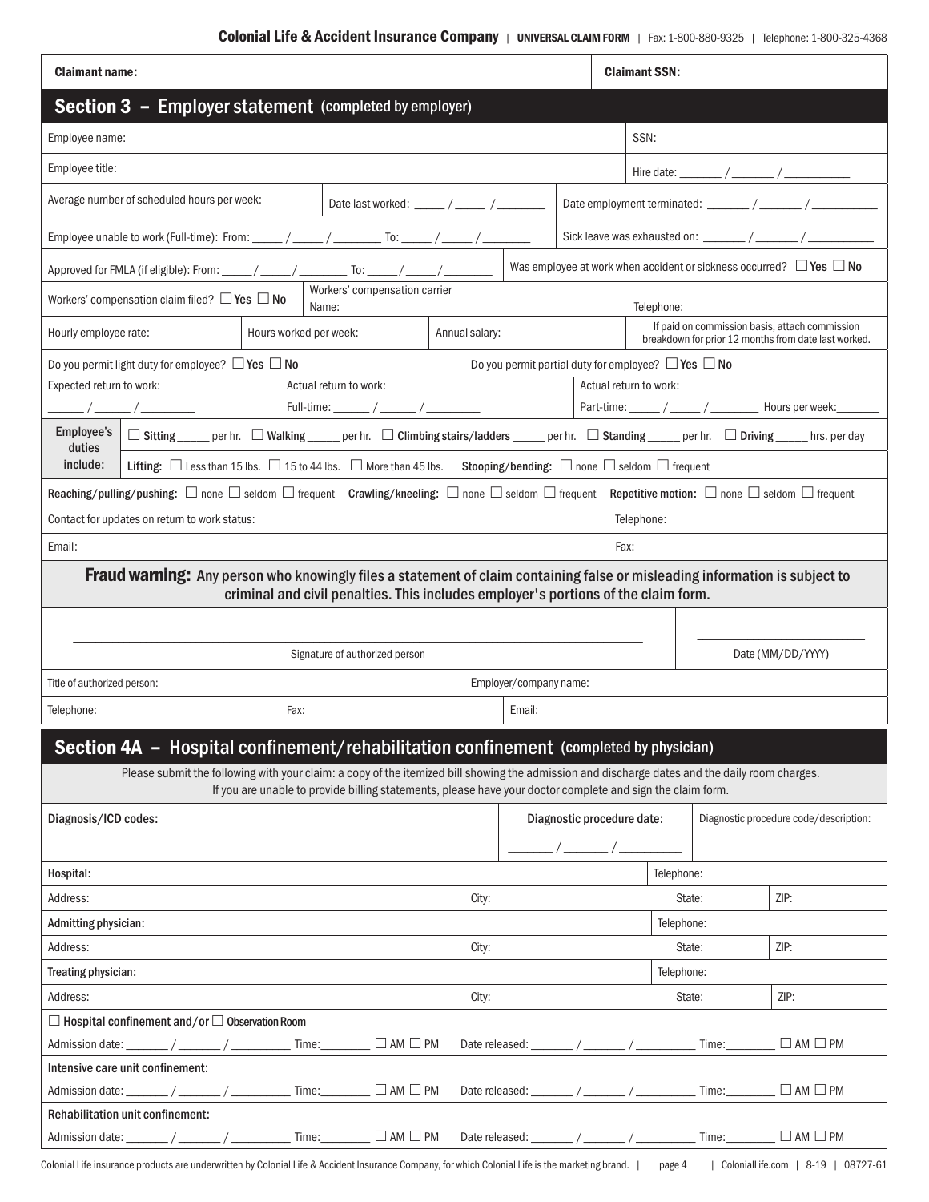Colonial Life & Accident Insurance Company | UNIVERSAL CLAIM FORM | Fax: 1-800-880-9325 | Telephone: 1-800-325-4368

| Claimant name: | Claimant SSN: |
|---|---|

## Section 3 – Employer statement (completed by employer)

Employee name: | SSN:

Employee title: | Hire date: ______ / ______ / __________

Average number of scheduled hours per week: | Date last worked: _____ / _____ / _______ | Date employment terminated: _______ / _______ / __________

Employee unable to work (Full-time): From: _____ / _____ / _______ To: _____ / _____ / _______ | Sick leave was exhausted on: _______ / _______ / __________

Approved for FMLA (if eligible): From: _____ / _____ / _______ To: _____ / _____ / _______ | Was employee at work when accident or sickness occurred? ☐ Yes ☐ No

Workers' compensation claim filed? ☐ Yes ☐ No | Workers' compensation carrier Name: | Telephone:

Hourly employee rate: | Hours worked per week: | Annual salary: | If paid on commission basis, attach commission breakdown for prior 12 months from date last worked.

Do you permit light duty for employee? ☐ Yes ☐ No | Do you permit partial duty for employee? ☐ Yes ☐ No

Expected return to work: ______ / ______ / ________ | Actual return to work: Full-time: ______ / ______ / ________ | Actual return to work: Part-time: _____ / _____ / ________ Hours per week: _______

**Employee's duties include:**
☐ **Sitting** _____ per hr. ☐ **Walking** _____ per hr. ☐ **Climbing stairs/ladders** _____ per hr. ☐ **Standing** _____ per hr. ☐ **Driving** _____ hrs. per day

**Lifting:** ☐ Less than 15 lbs. ☐ 15 to 44 lbs. ☐ More than 45 lbs. **Stooping/bending:** ☐ none ☐ seldom ☐ frequent

**Reaching/pulling/pushing:** ☐ none ☐ seldom ☐ frequent **Crawling/kneeling:** ☐ none ☐ seldom ☐ frequent **Repetitive motion:** ☐ none ☐ seldom ☐ frequent

Contact for updates on return to work status: | Telephone:

Email: | Fax:

**Fraud warning:** Any person who knowingly files a statement of claim containing false or misleading information is subject to criminal and civil penalties. This includes employer's portions of the claim form.

_______________________________________________ Signature of authorized person

_______________ Date (MM/DD/YYYY)

Title of authorized person: | Employer/company name:

Telephone: | Fax: | Email:

## Section 4A – Hospital confinement/rehabilitation confinement (completed by physician)

Please submit the following with your claim: a copy of the itemized bill showing the admission and discharge dates and the daily room charges. If you are unable to provide billing statements, please have your doctor complete and sign the claim form.

**Diagnosis/ICD codes:** | **Diagnostic procedure date:** _______ / _______ / _________ | Diagnostic procedure code/description:

**Hospital:** | Telephone:

Address: | City: | State: | ZIP:

**Admitting physician:** | Telephone:

Address: | City: | State: | ZIP:

**Treating physician:** | Telephone:

Address: | City: | State: | ZIP:

☐ **Hospital confinement and/or** ☐ **Observation Room**

Admission date: _______ / _______ / _________ Time:________ ☐ AM ☐ PM Date released: _______ / _______ / _________ Time:________ ☐ AM ☐ PM

**Intensive care unit confinement:**

Admission date: _______ / _______ / _________ Time:________ ☐ AM ☐ PM Date released: _______ / _______ / _________ Time:________ ☐ AM ☐ PM

**Rehabilitation unit confinement:**

Admission date: _______ / _______ / _________ Time:________ ☐ AM ☐ PM Date released: _______ / _______ / _________ Time:________ ☐ AM ☐ PM

Colonial Life insurance products are underwritten by Colonial Life & Accident Insurance Company, for which Colonial Life is the marketing brand. | ColonialLife.com | 8-19 | 08727-61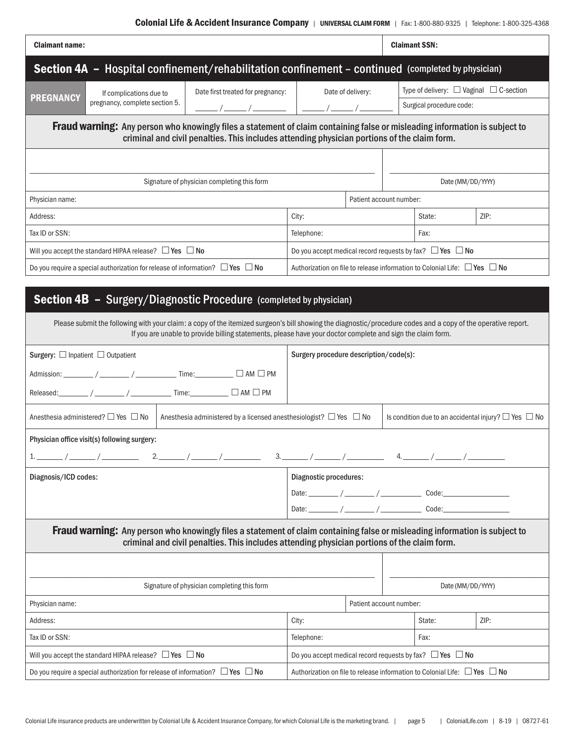**Colonial Life & Accident Insurance Company** | **UNIVERSAL CLAIM FORM** | Fax: 1-800-880-9325 | Telephone: 1-800-325-4368

| **Claimant name:** | **Claimant SSN:** |
|---|---|

## Section 4A – Hospital confinement/rehabilitation confinement – continued (completed by physician)

| **PREGNANCY** | If complications due to pregnancy, complete section 5. | Date first treated for pregnancy: ______ / ______ / ________ | Date of delivery: ______ / ______ / ________ | Type of delivery: ☐ Vaginal ☐ C-section<br>Surgical procedure code: |
|---|---|---|---|---|

**Fraud warning:** Any person who knowingly files a statement of claim containing false or misleading information is subject to criminal and civil penalties. This includes attending physician portions of the claim form.

| Signature of physician completing this form | | | Date (MM/DD/YYYY) |
|---|---|---|---|
| Physician name: | | Patient account number: | |
| Address: | City: | State: | ZIP: |
| Tax ID or SSN: | Telephone: | Fax: | |
| Will you accept the standard HIPAA release? ☐ Yes ☐ No | Do you accept medical record requests by fax? ☐ Yes ☐ No | | |
| Do you require a special authorization for release of information? ☐ Yes ☐ No | Authorization on file to release information to Colonial Life: ☐ Yes ☐ No | | |

## Section 4B – Surgery/Diagnostic Procedure (completed by physician)

Please submit the following with your claim: a copy of the itemized surgeon's bill showing the diagnostic/procedure codes and a copy of the operative report. If you are unable to provide billing statements, please have your doctor complete and sign the claim form.

| **Surgery:** ☐ Inpatient ☐ Outpatient<br>Admission: ________ / ________ / __________ Time:__________ ☐ AM ☐ PM<br>Released:________ / ________ / __________ Time:__________ ☐ AM ☐ PM | **Surgery procedure description/code(s):** | |
|---|---|---|
| Anesthesia administered? ☐ Yes ☐ No | Anesthesia administered by a licensed anesthesiologist? ☐ Yes ☐ No | Is condition due to an accidental injury? ☐ Yes ☐ No |

**Physician office visit(s) following surgery:**

1. _______ / _______ / _________ 2. _______ / _______ / _________ 3. _______ / _______ / _________ 4. _______ / _______ / _________

| **Diagnosis/ICD codes:** | **Diagnostic procedures:**<br>Date: ________ / ________ / __________ Code:_________________<br>Date: ________ / ________ / __________ Code:_________________ |
|---|---|

**Fraud warning:** Any person who knowingly files a statement of claim containing false or misleading information is subject to criminal and civil penalties. This includes attending physician portions of the claim form.

| Signature of physician completing this form | | | Date (MM/DD/YYYY) |
|---|---|---|---|
| Physician name: | | Patient account number: | |
| Address: | City: | State: | ZIP: |
| Tax ID or SSN: | Telephone: | Fax: | |
| Will you accept the standard HIPAA release? ☐ Yes ☐ No | Do you accept medical record requests by fax? ☐ Yes ☐ No | | |
| Do you require a special authorization for release of information? ☐ Yes ☐ No | Authorization on file to release information to Colonial Life: ☐ Yes ☐ No | | |

Colonial Life insurance products are underwritten by Colonial Life & Accident Insurance Company, for which Colonial Life is the marketing brand. | ColonialLife.com | 8-19 | 08727-61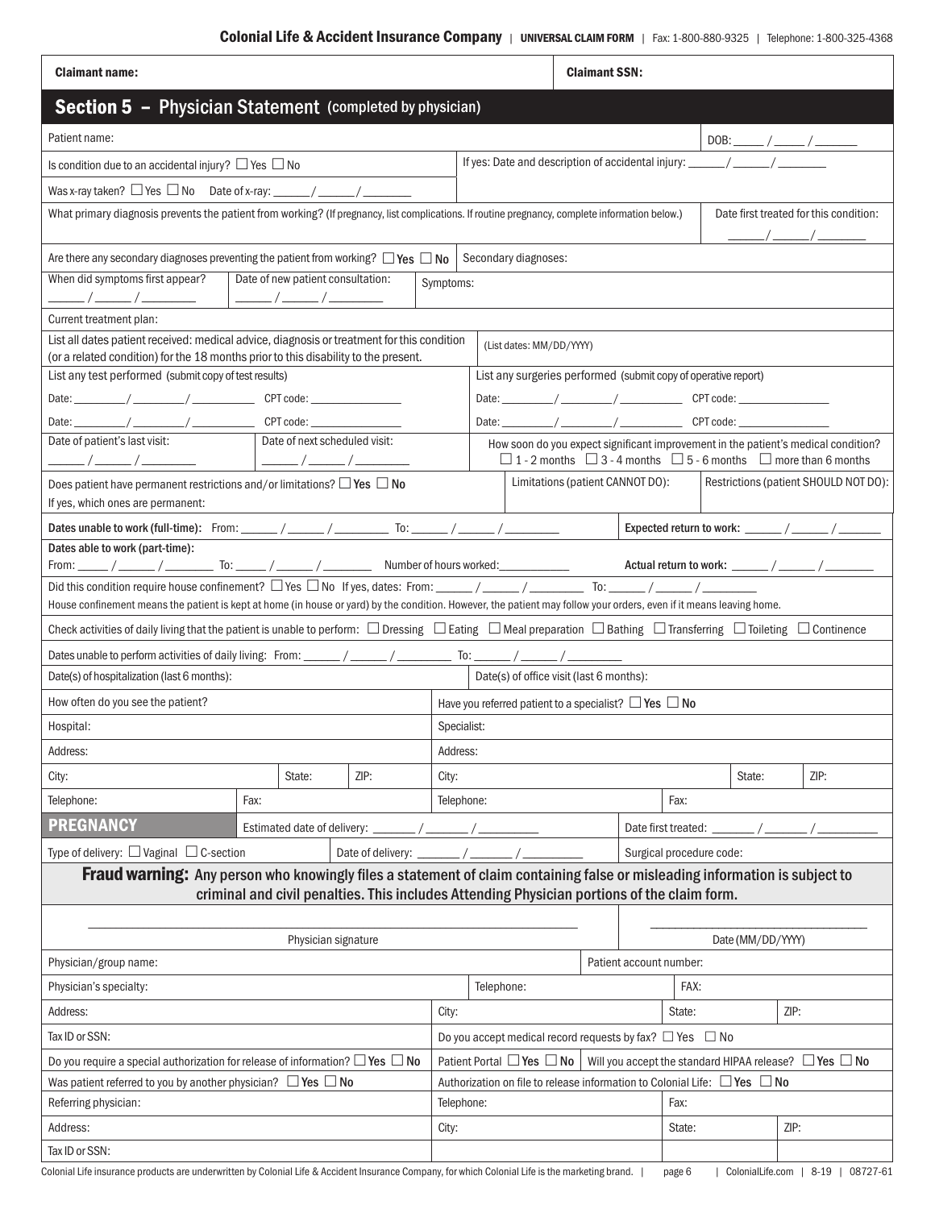**Colonial Life & Accident Insurance Company** | **UNIVERSAL CLAIM FORM** | Fax: 1-800-880-9325 | Telephone: 1-800-325-4368

| **Claimant name:** | **Claimant SSN:** |
|---|---|

## Section 5 – Physician Statement (completed by physician)

Patient name: DOB: _____ / _____ / _______

Is condition due to an accidental injury? ☐ Yes ☐ No

If yes: Date and description of accidental injury: ______/ ______/ ________

Was x-ray taken? ☐ Yes ☐ No Date of x-ray: ______/ ______/ ________

What primary diagnosis prevents the patient from working? (If pregnancy, list complications. If routine pregnancy, complete information below.)

Date first treated for this condition: ______/ ______/ ________

Are there any secondary diagnoses preventing the patient from working? ☐ Yes ☐ No Secondary diagnoses:

When did symptoms first appear? ______/ ______/ ________ Date of new patient consultation: ______/ ______/ ________ Symptoms:

Current treatment plan:

List all dates patient received: medical advice, diagnosis or treatment for this condition (or a related condition) for the 18 months prior to this disability to the present. (List dates: MM/DD/YYYY)

| List any test performed (submit copy of test results) | List any surgeries performed (submit copy of operative report) |
|---|---|
| Date: ________/ ________/ __________ CPT code: _______________ | Date: ________/ ________/ __________ CPT code: _______________ |
| Date: ________/ ________/ __________ CPT code: _______________ | Date: ________/ ________/ __________ CPT code: _______________ |

Date of patient's last visit: ______/ ______/ ________ Date of next scheduled visit: ______/ ______/ ________

How soon do you expect significant improvement in the patient's medical condition? ☐ 1 - 2 months ☐ 3 - 4 months ☐ 5 - 6 months ☐ more than 6 months

Does patient have permanent restrictions and/or limitations? ☐ Yes ☐ No
If yes, which ones are permanent:

Limitations (patient CANNOT DO): Restrictions (patient SHOULD NOT DO):

**Dates unable to work (full-time):** From: ______ / ______ / ________ To: ______ / ______ / ________ **Expected return to work:** ______ / ______ / _______

**Dates able to work (part-time):**
From: _____ / ______ / ________ To: _____ / ______ / ________ Number of hours worked:___________ **Actual return to work:** ______ / ______ / _______

Did this condition require house confinement? ☐ Yes ☐ No If yes, dates: From: ______ / ______ / ________ To: ______ / ______ / ________
House confinement means the patient is kept at home (in house or yard) by the condition. However, the patient may follow your orders, even if it means leaving home.

Check activities of daily living that the patient is unable to perform: ☐ Dressing ☐ Eating ☐ Meal preparation ☐ Bathing ☐ Transferring ☐ Toileting ☐ Continence

Dates unable to perform activities of daily living: From: ______ / ______ / ________ To: ______ / ______ / ________

Date(s) of hospitalization (last 6 months): Date(s) of office visit (last 6 months):

How often do you see the patient? Have you referred patient to a specialist? ☐ Yes ☐ No

| Hospital: | | | | Specialist: | | | |
|---|---|---|---|---|---|---|---|
| Address: | | | | Address: | | | |
| City: | | State: | ZIP: | City: | | State: | ZIP: |
| Telephone: | Fax: | | | Telephone: | Fax: | | |

**PREGNANCY** Estimated date of delivery: _______ / _______ / _________ Date first treated: _______ / _______ / _________

Type of delivery: ☐ Vaginal ☐ C-section Date of delivery: _______ / _______ / _________ Surgical procedure code:

**Fraud warning: Any person who knowingly files a statement of claim containing false or misleading information is subject to criminal and civil penalties. This includes Attending Physician portions of the claim form.**

______________________________________ Physician signature ______________________ Date (MM/DD/YYYY)

| Physician/group name: | | Patient account number: | |
|---|---|---|---|
| Physician's specialty: | Telephone: | FAX: | |
| Address: | City: | State: | ZIP: |
| Tax ID or SSN: | Do you accept medical record requests by fax? ☐ Yes ☐ No | | |
| Do you require a special authorization for release of information? ☐ Yes ☐ No | Patient Portal ☐ Yes ☐ No | Will you accept the standard HIPAA release? ☐ Yes ☐ No | |
| Was patient referred to you by another physician? ☐ Yes ☐ No | Authorization on file to release information to Colonial Life: ☐ Yes ☐ No | | |
| Referring physician: | Telephone: | Fax: | |
| Address: | City: | State: | ZIP: |
| Tax ID or SSN: | | | |

Colonial Life insurance products are underwritten by Colonial Life & Accident Insurance Company, for which Colonial Life is the marketing brand. | ColonialLife.com | 8-19 | 08727-61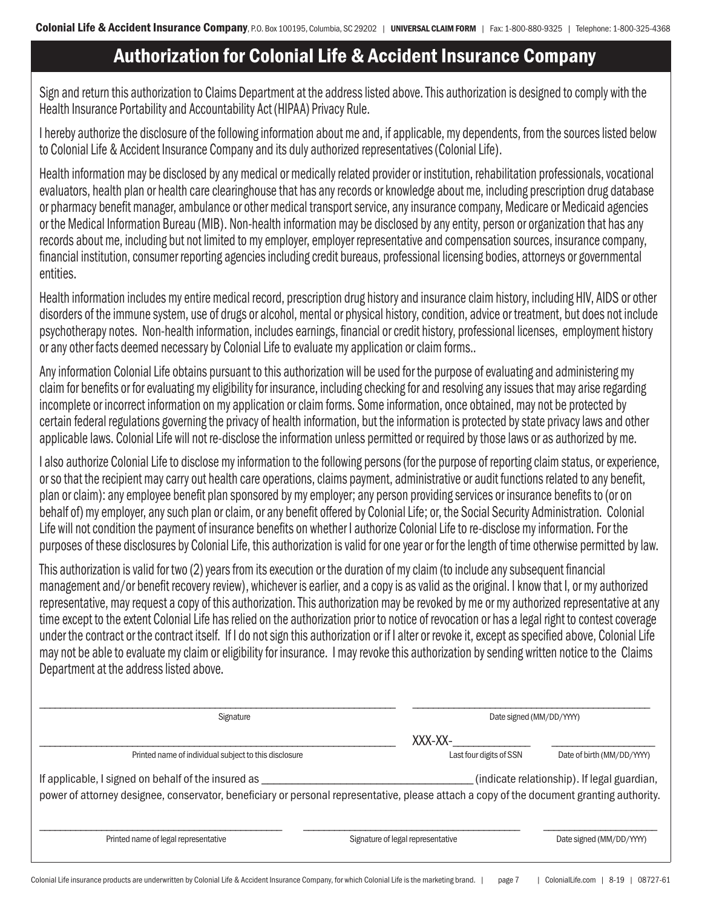# Authorization for Colonial Life & Accident Insurance Company

Sign and return this authorization to Claims Department at the address listed above. This authorization is designed to comply with the Health Insurance Portability and Accountability Act (HIPAA) Privacy Rule.

I hereby authorize the disclosure of the following information about me and, if applicable, my dependents, from the sources listed below to Colonial Life & Accident Insurance Company and its duly authorized representatives (Colonial Life).

Health information may be disclosed by any medical or medically related provider or institution, rehabilitation professionals, vocational evaluators, health plan or health care clearinghouse that has any records or knowledge about me, including prescription drug database or pharmacy benefit manager, ambulance or other medical transport service, any insurance company, Medicare or Medicaid agencies or the Medical Information Bureau (MIB). Non-health information may be disclosed by any entity, person or organization that has any records about me, including but not limited to my employer, employer representative and compensation sources, insurance company, financial institution, consumer reporting agencies including credit bureaus, professional licensing bodies, attorneys or governmental entities.

Health information includes my entire medical record, prescription drug history and insurance claim history, including HIV, AIDS or other disorders of the immune system, use of drugs or alcohol, mental or physical history, condition, advice or treatment, but does not include psychotherapy notes. Non-health information, includes earnings, financial or credit history, professional licenses, employment history or any other facts deemed necessary by Colonial Life to evaluate my application or claim forms..

Any information Colonial Life obtains pursuant to this authorization will be used for the purpose of evaluating and administering my claim for benefits or for evaluating my eligibility for insurance, including checking for and resolving any issues that may arise regarding incomplete or incorrect information on my application or claim forms. Some information, once obtained, may not be protected by certain federal regulations governing the privacy of health information, but the information is protected by state privacy laws and other applicable laws. Colonial Life will not re-disclose the information unless permitted or required by those laws or as authorized by me.

I also authorize Colonial Life to disclose my information to the following persons (for the purpose of reporting claim status, or experience, or so that the recipient may carry out health care operations, claims payment, administrative or audit functions related to any benefit, plan or claim): any employee benefit plan sponsored by my employer; any person providing services or insurance benefits to (or on behalf of) my employer, any such plan or claim, or any benefit offered by Colonial Life; or, the Social Security Administration. Colonial Life will not condition the payment of insurance benefits on whether I authorize Colonial Life to re-disclose my information. For the purposes of these disclosures by Colonial Life, this authorization is valid for one year or for the length of time otherwise permitted by law.

This authorization is valid for two (2) years from its execution or the duration of my claim (to include any subsequent financial management and/or benefit recovery review), whichever is earlier, and a copy is as valid as the original. I know that I, or my authorized representative, may request a copy of this authorization. This authorization may be revoked by me or my authorized representative at any time except to the extent Colonial Life has relied on the authorization prior to notice of revocation or has a legal right to contest coverage under the contract or the contract itself. If I do not sign this authorization or if I alter or revoke it, except as specified above, Colonial Life may not be able to evaluate my claim or eligibility for insurance. I may revoke this authorization by sending written notice to the Claims Department at the address listed above.

\_\_\_\_\_\_\_\_\_\_\_\_\_\_\_\_\_\_\_\_\_\_\_\_\_\_\_\_\_\_\_\_\_\_\_\_\_\_ Signature

\_\_\_\_\_\_\_\_\_\_\_\_\_\_\_\_\_\_\_\_\_\_\_\_ Date signed (MM/DD/YYYY)

\_\_\_\_\_\_\_\_\_\_\_\_\_\_\_\_\_\_\_\_\_\_\_\_\_\_\_\_\_\_\_\_\_\_\_\_\_\_ Printed name of individual subject to this disclosure

XXX-XX-\_\_\_\_\_\_\_\_ Last four digits of SSN

\_\_\_\_\_\_\_\_\_\_\_\_ Date of birth (MM/DD/YYYY)

If applicable, I signed on behalf of the insured as \_\_\_\_\_\_\_\_\_\_\_\_\_\_\_\_\_\_\_\_\_\_ (indicate relationship). If legal guardian, power of attorney designee, conservator, beneficiary or personal representative, please attach a copy of the document granting authority.

\_\_\_\_\_\_\_\_\_\_\_\_\_\_\_\_\_\_\_\_\_\_\_\_ Printed name of legal representative

\_\_\_\_\_\_\_\_\_\_\_\_\_\_\_\_\_\_\_\_\_\_\_\_ Signature of legal representative

\_\_\_\_\_\_\_\_\_\_\_\_ Date signed (MM/DD/YYYY)